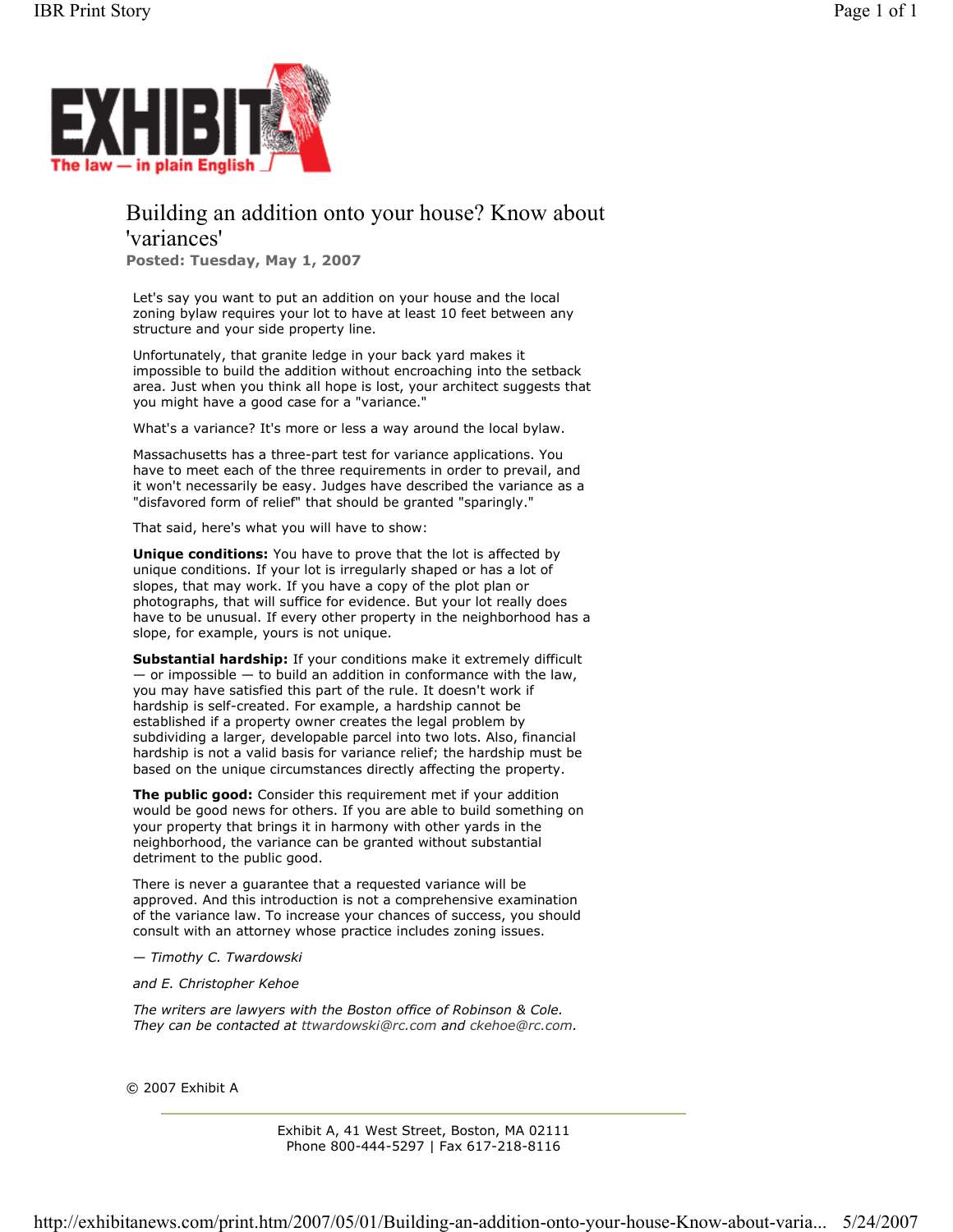EXHIBIT A

The law — in plain English

# Building an addition onto your house? Know about 'variances'

**Posted: Tuesday, May 1, 2007**

Let's say you want to put an addition on your house and the local zoning bylaw requires your lot to have at least 10 feet between any structure and your side property line.

Unfortunately, that granite ledge in your back yard makes it impossible to build the addition without encroaching into the setback area. Just when you think all hope is lost, your architect suggests that you might have a good case for a "variance."

What's a variance? It's more or less a way around the local bylaw.

Massachusetts has a three-part test for variance applications. You have to meet each of the three requirements in order to prevail, and it won't necessarily be easy. Judges have described the variance as a "disfavored form of relief" that should be granted "sparingly."

That said, here's what you will have to show:

**Unique conditions:** You have to prove that the lot is affected by unique conditions. If your lot is irregularly shaped or has a lot of slopes, that may work. If you have a copy of the plot plan or photographs, that will suffice for evidence. But your lot really does have to be unusual. If every other property in the neighborhood has a slope, for example, yours is not unique.

**Substantial hardship:** If your conditions make it extremely difficult — or impossible — to build an addition in conformance with the law, you may have satisfied this part of the rule. It doesn't work if hardship is self-created. For example, a hardship cannot be established if a property owner creates the legal problem by subdividing a larger, developable parcel into two lots. Also, financial hardship is not a valid basis for variance relief; the hardship must be based on the unique circumstances directly affecting the property.

**The public good:** Consider this requirement met if your addition would be good news for others. If you are able to build something on your property that brings it in harmony with other yards in the neighborhood, the variance can be granted without substantial detriment to the public good.

There is never a guarantee that a requested variance will be approved. And this introduction is not a comprehensive examination of the variance law. To increase your chances of success, you should consult with an attorney whose practice includes zoning issues.

*— Timothy C. Twardowski*

*and E. Christopher Kehoe*

*The writers are lawyers with the Boston office of Robinson & Cole. They can be contacted at ttwardowski@rc.com and ckehoe@rc.com.*

© 2007 Exhibit A

Exhibit A, 41 West Street, Boston, MA 02111
Phone 800-444-5297 | Fax 617-218-8116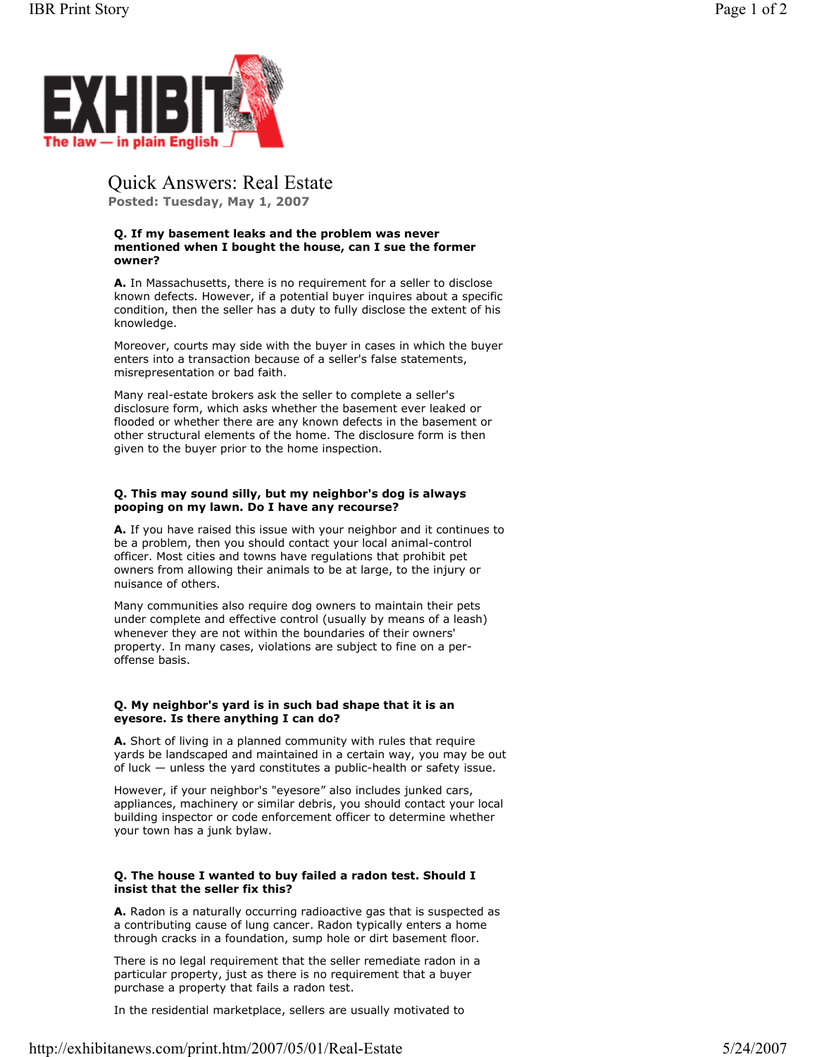# Quick Answers: Real Estate

**Posted: Tuesday, May 1, 2007**

**Q. If my basement leaks and the problem was never mentioned when I bought the house, can I sue the former owner?**

**A.** In Massachusetts, there is no requirement for a seller to disclose known defects. However, if a potential buyer inquires about a specific condition, then the seller has a duty to fully disclose the extent of his knowledge.

Moreover, courts may side with the buyer in cases in which the buyer enters into a transaction because of a seller's false statements, misrepresentation or bad faith.

Many real-estate brokers ask the seller to complete a seller's disclosure form, which asks whether the basement ever leaked or flooded or whether there are any known defects in the basement or other structural elements of the home. The disclosure form is then given to the buyer prior to the home inspection.

**Q. This may sound silly, but my neighbor's dog is always pooping on my lawn. Do I have any recourse?**

**A.** If you have raised this issue with your neighbor and it continues to be a problem, then you should contact your local animal-control officer. Most cities and towns have regulations that prohibit pet owners from allowing their animals to be at large, to the injury or nuisance of others.

Many communities also require dog owners to maintain their pets under complete and effective control (usually by means of a leash) whenever they are not within the boundaries of their owners' property. In many cases, violations are subject to fine on a per-offense basis.

**Q. My neighbor's yard is in such bad shape that it is an eyesore. Is there anything I can do?**

**A.** Short of living in a planned community with rules that require yards be landscaped and maintained in a certain way, you may be out of luck — unless the yard constitutes a public-health or safety issue.

However, if your neighbor's "eyesore" also includes junked cars, appliances, machinery or similar debris, you should contact your local building inspector or code enforcement officer to determine whether your town has a junk bylaw.

**Q. The house I wanted to buy failed a radon test. Should I insist that the seller fix this?**

**A.** Radon is a naturally occurring radioactive gas that is suspected as a contributing cause of lung cancer. Radon typically enters a home through cracks in a foundation, sump hole or dirt basement floor.

There is no legal requirement that the seller remediate radon in a particular property, just as there is no requirement that a buyer purchase a property that fails a radon test.

In the residential marketplace, sellers are usually motivated to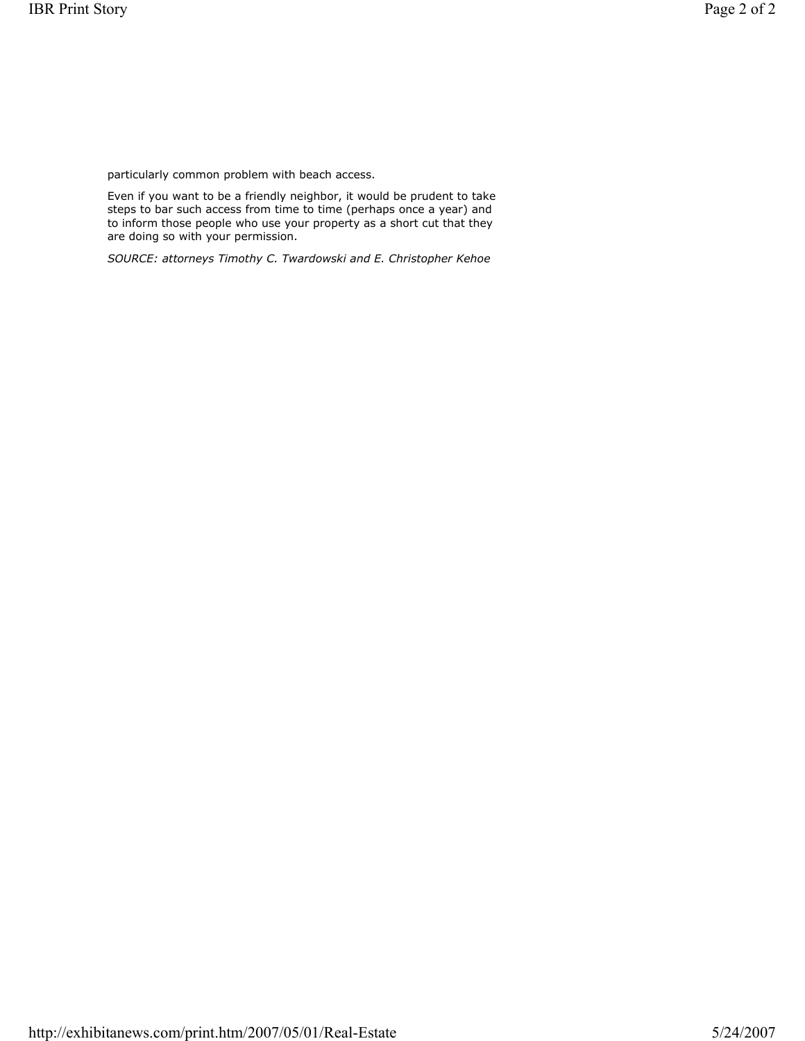particularly common problem with beach access.

Even if you want to be a friendly neighbor, it would be prudent to take steps to bar such access from time to time (perhaps once a year) and to inform those people who use your property as a short cut that they are doing so with your permission.

*SOURCE: attorneys Timothy C. Twardowski and E. Christopher Kehoe*